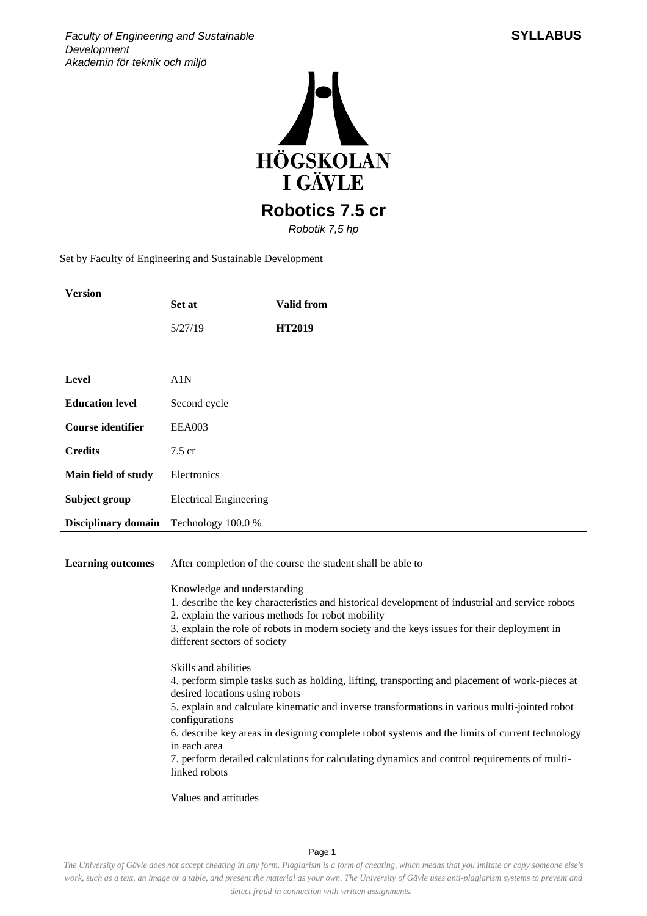Faculty of Engineering and Sustainable Development
*Akademin för teknik och miljö*

**SYLLABUS**

# Robotics 7.5 cr

*Robotik 7,5 hp*

Set by Faculty of Engineering and Sustainable Development

| Version | Set at | Valid from |
|---|---|---|
| | 5/27/19 | **HT2019** |

| | |
|---|---|
| **Level** | A1N |
| **Education level** | Second cycle |
| **Course identifier** | EEA003 |
| **Credits** | 7.5 cr |
| **Main field of study** | Electronics |
| **Subject group** | Electrical Engineering |
| **Disciplinary domain** | Technology 100.0 % |

**Learning outcomes**

After completion of the course the student shall be able to

Knowledge and understanding
1. describe the key characteristics and historical development of industrial and service robots
2. explain the various methods for robot mobility
3. explain the role of robots in modern society and the keys issues for their deployment in different sectors of society

Skills and abilities
4. perform simple tasks such as holding, lifting, transporting and placement of work-pieces at desired locations using robots
5. explain and calculate kinematic and inverse transformations in various multi-jointed robot configurations
6. describe key areas in designing complete robot systems and the limits of current technology in each area
7. perform detailed calculations for calculating dynamics and control requirements of multi-linked robots

Values and attitudes

*The University of Gävle does not accept cheating in any form. Plagiarism is a form of cheating, which means that you imitate or copy someone else's work, such as a text, an image or a table, and present the material as your own. The University of Gävle uses anti-plagiarism systems to prevent and detect fraud in connection with written assignments.*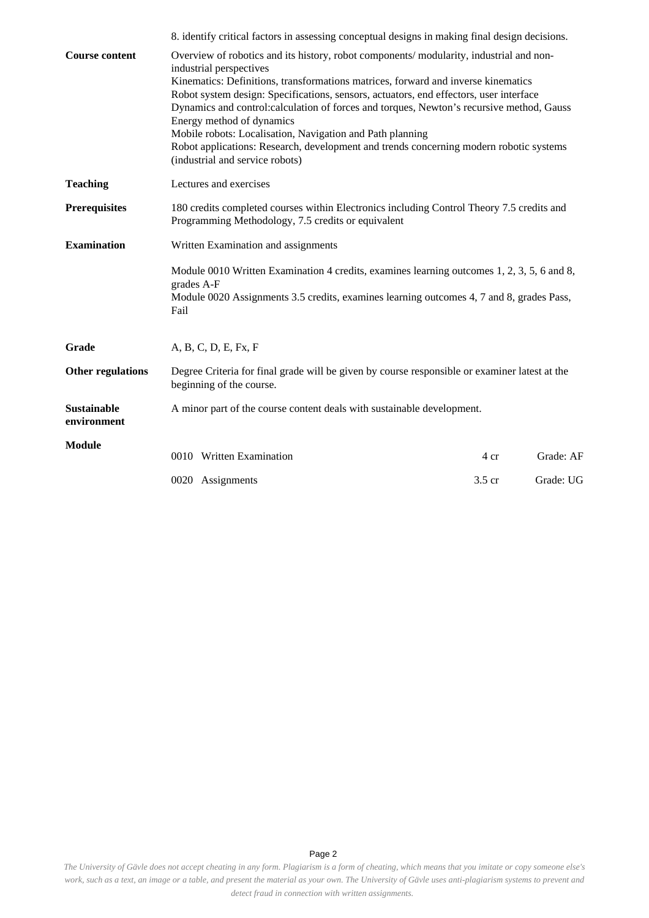8. identify critical factors in assessing conceptual designs in making final design decisions.

**Course content**

Overview of robotics and its history, robot components/ modularity, industrial and non-industrial perspectives
Kinematics: Definitions, transformations matrices, forward and inverse kinematics
Robot system design: Specifications, sensors, actuators, end effectors, user interface
Dynamics and control:calculation of forces and torques, Newton's recursive method, Gauss Energy method of dynamics
Mobile robots: Localisation, Navigation and Path planning
Robot applications: Research, development and trends concerning modern robotic systems (industrial and service robots)

**Teaching**

Lectures and exercises

**Prerequisites**

180 credits completed courses within Electronics including Control Theory 7.5 credits and Programming Methodology, 7.5 credits or equivalent

**Examination**

Written Examination and assignments

Module 0010 Written Examination 4 credits, examines learning outcomes 1, 2, 3, 5, 6 and 8, grades A-F
Module 0020 Assignments 3.5 credits, examines learning outcomes 4, 7 and 8, grades Pass, Fail

**Grade**

A, B, C, D, E, Fx, F

**Other regulations**

Degree Criteria for final grade will be given by course responsible or examiner latest at the beginning of the course.

**Sustainable environment**

A minor part of the course content deals with sustainable development.

**Module**

| | | | |
|---|---|---|---|
| 0010 | Written Examination | 4 cr | Grade: AF |
| 0020 | Assignments | 3.5 cr | Grade: UG |

*The University of Gävle does not accept cheating in any form. Plagiarism is a form of cheating, which means that you imitate or copy someone else's work, such as a text, an image or a table, and present the material as your own. The University of Gävle uses anti-plagiarism systems to prevent and detect fraud in connection with written assignments.*